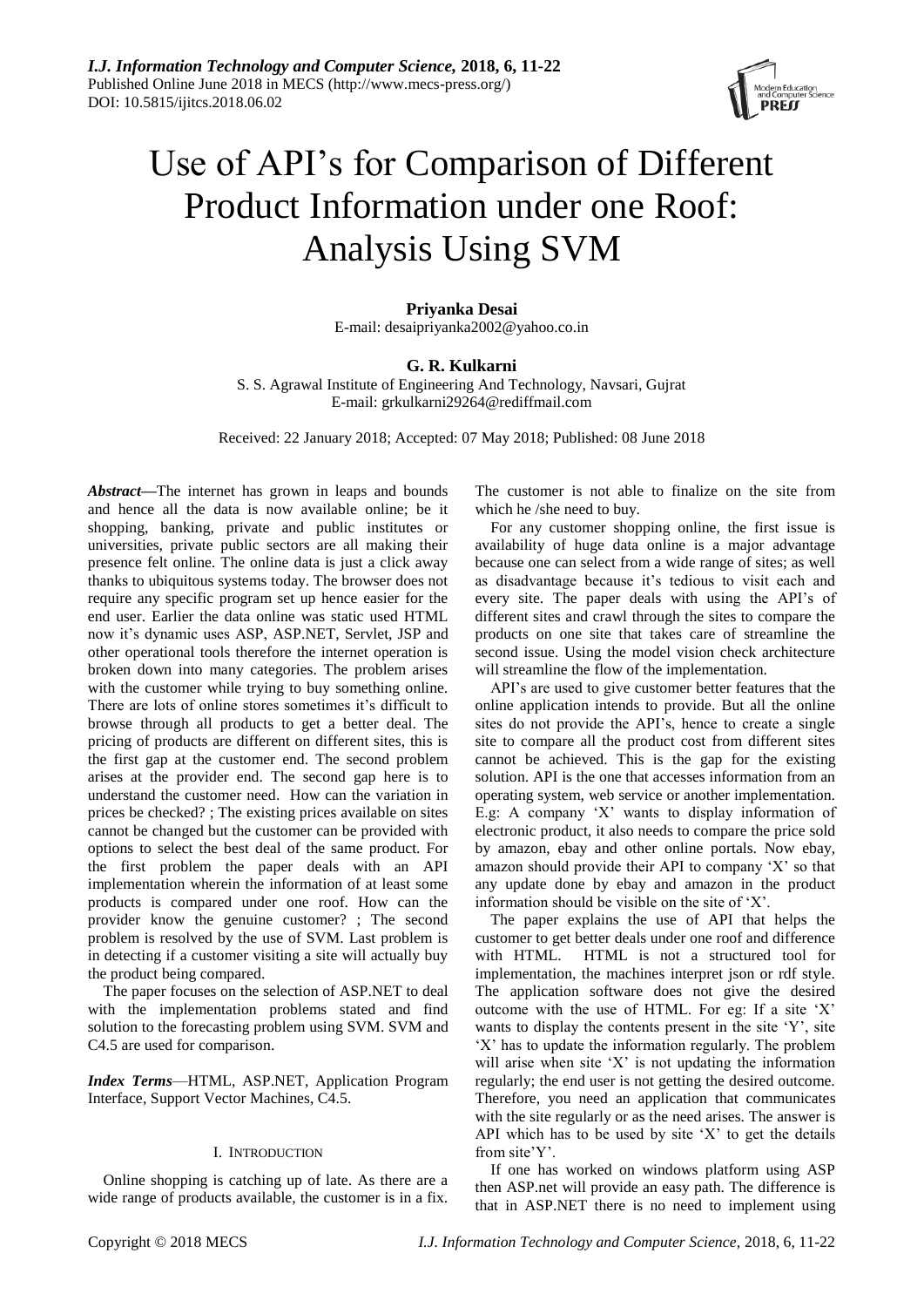# Use of API's for Comparison of Different Product Information under one Roof: Analysis Using SVM

**Priyanka Desai**
E-mail: desaipriyanka2002@yahoo.co.in

**G. R. Kulkarni**
S. S. Agrawal Institute of Engineering And Technology, Navsari, Gujrat
E-mail: grkulkarni29264@rediffmail.com

Received: 22 January 2018; Accepted: 07 May 2018; Published: 08 June 2018

***Abstract*—**The internet has grown in leaps and bounds and hence all the data is now available online; be it shopping, banking, private and public institutes or universities, private public sectors are all making their presence felt online. The online data is just a click away thanks to ubiquitous systems today. The browser does not require any specific program set up hence easier for the end user. Earlier the data online was static used HTML now it's dynamic uses ASP, ASP.NET, Servlet, JSP and other operational tools therefore the internet operation is broken down into many categories. The problem arises with the customer while trying to buy something online. There are lots of online stores sometimes it's difficult to browse through all products to get a better deal. The pricing of products are different on different sites, this is the first gap at the customer end. The second problem arises at the provider end. The second gap here is to understand the customer need. How can the variation in prices be checked? ; The existing prices available on sites cannot be changed but the customer can be provided with options to select the best deal of the same product. For the first problem the paper deals with an API implementation wherein the information of at least some products is compared under one roof. How can the provider know the genuine customer? ; The second problem is resolved by the use of SVM. Last problem is in detecting if a customer visiting a site will actually buy the product being compared.

The paper focuses on the selection of ASP.NET to deal with the implementation problems stated and find solution to the forecasting problem using SVM. SVM and C4.5 are used for comparison.

***Index Terms*—**HTML, ASP.NET, Application Program Interface, Support Vector Machines, C4.5.

## I. INTRODUCTION

Online shopping is catching up of late. As there are a wide range of products available, the customer is in a fix. The customer is not able to finalize on the site from which he /she need to buy.

For any customer shopping online, the first issue is availability of huge data online is a major advantage because one can select from a wide range of sites; as well as disadvantage because it's tedious to visit each and every site. The paper deals with using the API's of different sites and crawl through the sites to compare the products on one site that takes care of streamline the second issue. Using the model vision check architecture will streamline the flow of the implementation.

API's are used to give customer better features that the online application intends to provide. But all the online sites do not provide the API's, hence to create a single site to compare all the product cost from different sites cannot be achieved. This is the gap for the existing solution. API is the one that accesses information from an operating system, web service or another implementation. E.g: A company 'X' wants to display information of electronic product, it also needs to compare the price sold by amazon, ebay and other online portals. Now ebay, amazon should provide their API to company 'X' so that any update done by ebay and amazon in the product information should be visible on the site of 'X'.

The paper explains the use of API that helps the customer to get better deals under one roof and difference with HTML. HTML is not a structured tool for implementation, the machines interpret json or rdf style. The application software does not give the desired outcome with the use of HTML. For eg: If a site 'X' wants to display the contents present in the site 'Y', site 'X' has to update the information regularly. The problem will arise when site 'X' is not updating the information regularly; the end user is not getting the desired outcome. Therefore, you need an application that communicates with the site regularly or as the need arises. The answer is API which has to be used by site 'X' to get the details from site'Y'.

If one has worked on windows platform using ASP then ASP.net will provide an easy path. The difference is that in ASP.NET there is no need to implement using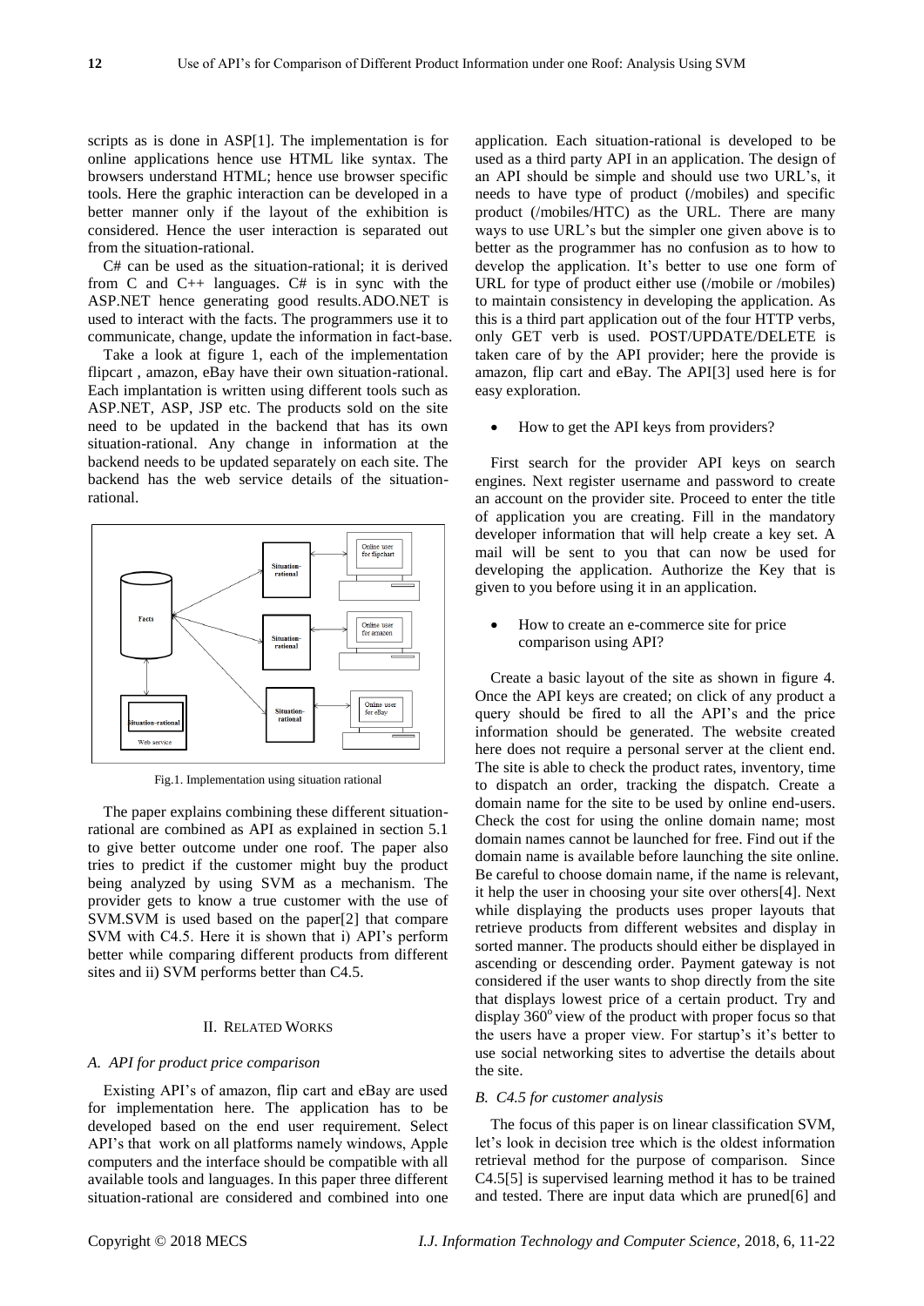scripts as is done in ASP[1]. The implementation is for online applications hence use HTML like syntax. The browsers understand HTML; hence use browser specific tools. Here the graphic interaction can be developed in a better manner only if the layout of the exhibition is considered. Hence the user interaction is separated out from the situation-rational.

C# can be used as the situation-rational; it is derived from C and C++ languages. C# is in sync with the ASP.NET hence generating good results.ADO.NET is used to interact with the facts. The programmers use it to communicate, change, update the information in fact-base.

Take a look at figure 1, each of the implementation flipcart , amazon, eBay have their own situation-rational. Each implantation is written using different tools such as ASP.NET, ASP, JSP etc. The products sold on the site need to be updated in the backend that has its own situation-rational. Any change in information at the backend needs to be updated separately on each site. The backend has the web service details of the situation-rational.

Fig.1. Implementation using situation rational

The paper explains combining these different situation-rational are combined as API as explained in section 5.1 to give better outcome under one roof. The paper also tries to predict if the customer might buy the product being analyzed by using SVM as a mechanism. The provider gets to know a true customer with the use of SVM.SVM is used based on the paper[2] that compare SVM with C4.5. Here it is shown that i) API's perform better while comparing different products from different sites and ii) SVM performs better than C4.5.

## II. Related Works

### A. API for product price comparison

Existing API's of amazon, flip cart and eBay are used for implementation here. The application has to be developed based on the end user requirement. Select API's that work on all platforms namely windows, Apple computers and the interface should be compatible with all available tools and languages. In this paper three different situation-rational are considered and combined into one application. Each situation-rational is developed to be used as a third party API in an application. The design of an API should be simple and should use two URL's, it needs to have type of product (/mobiles) and specific product (/mobiles/HTC) as the URL. There are many ways to use URL's but the simpler one given above is to better as the programmer has no confusion as to how to develop the application. It's better to use one form of URL for type of product either use (/mobile or /mobiles) to maintain consistency in developing the application. As this is a third part application out of the four HTTP verbs, only GET verb is used. POST/UPDATE/DELETE is taken care of by the API provider; here the provide is amazon, flip cart and eBay. The API[3] used here is for easy exploration.

- How to get the API keys from providers?

First search for the provider API keys on search engines. Next register username and password to create an account on the provider site. Proceed to enter the title of application you are creating. Fill in the mandatory developer information that will help create a key set. A mail will be sent to you that can now be used for developing the application. Authorize the Key that is given to you before using it in an application.

- How to create an e-commerce site for price comparison using API?

Create a basic layout of the site as shown in figure 4. Once the API keys are created; on click of any product a query should be fired to all the API's and the price information should be generated. The website created here does not require a personal server at the client end. The site is able to check the product rates, inventory, time to dispatch an order, tracking the dispatch. Create a domain name for the site to be used by online end-users. Check the cost for using the online domain name; most domain names cannot be launched for free. Find out if the domain name is available before launching the site online. Be careful to choose domain name, if the name is relevant, it help the user in choosing your site over others[4]. Next while displaying the products uses proper layouts that retrieve products from different websites and display in sorted manner. The products should either be displayed in ascending or descending order. Payment gateway is not considered if the user wants to shop directly from the site that displays lowest price of a certain product. Try and display $360^{o}$ view of the product with proper focus so that the users have a proper view. For startup's it's better to use social networking sites to advertise the details about the site.

### B. C4.5 for customer analysis

The focus of this paper is on linear classification SVM, let's look in decision tree which is the oldest information retrieval method for the purpose of comparison. Since C4.5[5] is supervised learning method it has to be trained and tested. There are input data which are pruned[6] and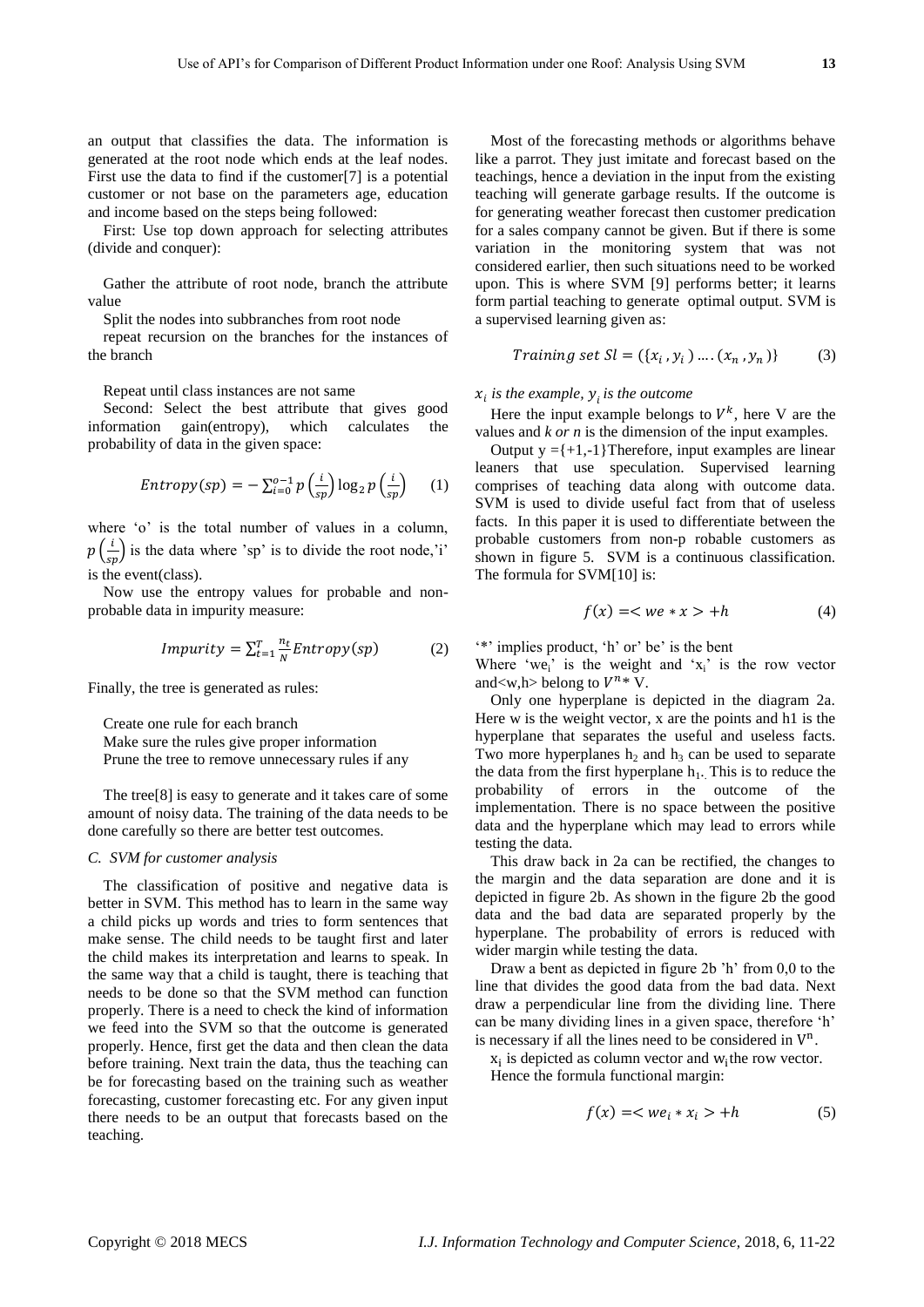an output that classifies the data. The information is generated at the root node which ends at the leaf nodes. First use the data to find if the customer[7] is a potential customer or not base on the parameters age, education and income based on the steps being followed:

First: Use top down approach for selecting attributes (divide and conquer):

Gather the attribute of root node, branch the attribute value

Split the nodes into subbranches from root node

repeat recursion on the branches for the instances of the branch

Repeat until class instances are not same

Second: Select the best attribute that gives good information gain(entropy), which calculates the probability of data in the given space:

$$Entropy(sp) = -\sum_{i=0}^{o-1} p\left(\frac{i}{sp}\right) \log_2 p\left(\frac{i}{sp}\right) \quad (1)$$

where 'o' is the total number of values in a column, $p\left(\frac{i}{sp}\right)$ is the data where 'sp' is to divide the root node,'i' is the event(class).

Now use the entropy values for probable and non-probable data in impurity measure:

$$Impurity = \sum_{t=1}^{T} \frac{n_t}{N} Entropy(sp) \quad (2)$$

Finally, the tree is generated as rules:

Create one rule for each branch
Make sure the rules give proper information
Prune the tree to remove unnecessary rules if any

The tree[8] is easy to generate and it takes care of some amount of noisy data. The training of the data needs to be done carefully so there are better test outcomes.

### *C. SVM for customer analysis*

The classification of positive and negative data is better in SVM. This method has to learn in the same way a child picks up words and tries to form sentences that make sense. The child needs to be taught first and later the child makes its interpretation and learns to speak. In the same way that a child is taught, there is teaching that needs to be done so that the SVM method can function properly. There is a need to check the kind of information we feed into the SVM so that the outcome is generated properly. Hence, first get the data and then clean the data before training. Next train the data, thus the teaching can be for forecasting based on the training such as weather forecasting, customer forecasting etc. For any given input there needs to be an output that forecasts based on the teaching.

Most of the forecasting methods or algorithms behave like a parrot. They just imitate and forecast based on the teachings, hence a deviation in the input from the existing teaching will generate garbage results. If the outcome is for generating weather forecast then customer predication for a sales company cannot be given. But if there is some variation in the monitoring system that was not considered earlier, then such situations need to be worked upon. This is where SVM [9] performs better; it learns form partial teaching to generate optimal output. SVM is a supervised learning given as:

$$Training\ set\ Sl = (\{x_i, y_i) \ldots .(x_n, y_n)\} \quad (3)$$

*$x_i$ is the example, $y_i$ is the outcome*

Here the input example belongs to $V^k$, here V are the values and *k or n* is the dimension of the input examples.

Output y ={+1,-1}Therefore, input examples are linear leaners that use speculation. Supervised learning comprises of teaching data along with outcome data. SVM is used to divide useful fact from that of useless facts. In this paper it is used to differentiate between the probable customers from non-p robable customers as shown in figure 5. SVM is a continuous classification. The formula for SVM[10] is:

$$f(x) = < we * x > +h \quad (4)$$

'*' implies product, 'h' or' be' is the bent

Where 'we$_i$' is the weight and 'x$_i$' is the row vector and<w,h> belong to $V^{n}*$ V.

Only one hyperplane is depicted in the diagram 2a. Here w is the weight vector, x are the points and h1 is the hyperplane that separates the useful and useless facts. Two more hyperplanes $h_2$ and $h_3$ can be used to separate the data from the first hyperplane $h_1$. This is to reduce the probability of errors in the outcome of the implementation. There is no space between the positive data and the hyperplane which may lead to errors while testing the data.

This draw back in 2a can be rectified, the changes to the margin and the data separation are done and it is depicted in figure 2b. As shown in the figure 2b the good data and the bad data are separated properly by the hyperplane. The probability of errors is reduced with wider margin while testing the data.

Draw a bent as depicted in figure 2b 'h' from 0,0 to the line that divides the good data from the bad data. Next draw a perpendicular line from the dividing line. There can be many dividing lines in a given space, therefore 'h' is necessary if all the lines need to be considered in $V^n$.

$x_i$ is depicted as column vector and $w_i$the row vector.

Hence the formula functional margin:

$$f(x) = < we_i * x_i > +h \quad (5)$$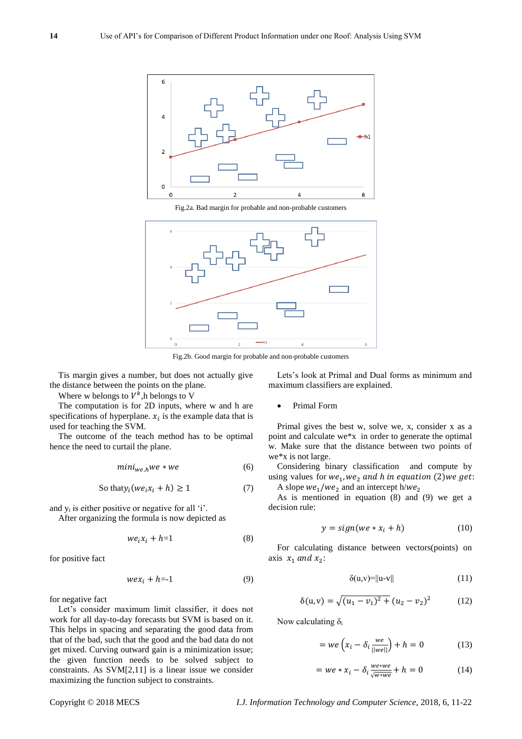Fig.2a. Bad margin for probable and non-probable customers

Fig.2b. Good margin for probable and non-probable customers

Tis margin gives a number, but does not actually give the distance between the points on the plane.

Where w belongs to $V^k$,h belongs to V

The computation is for 2D inputs, where w and h are specifications of hyperplane. $x_i$ is the example data that is used for teaching the SVM.

The outcome of the teach method has to be optimal hence the need to curtail the plane.

$$mini_{we,h} we * we \quad (6)$$

$$\text{So that} y_i(we_i x_i + h) \geq 1 \quad (7)$$

and $y_i$ is either positive or negative for all 'i'.

After organizing the formula is now depicted as

$$we_i x_i + h{=}1 \quad (8)$$

for positive fact

$$we x_i + h{=}{-}1 \quad (9)$$

for negative fact

Let's consider maximum limit classifier, it does not work for all day-to-day forecasts but SVM is based on it. This helps in spacing and separating the good data from that of the bad, such that the good and the bad data do not get mixed. Curving outward gain is a minimization issue; the given function needs to be solved subject to constraints. As SVM[2,11] is a linear issue we consider maximizing the function subject to constraints.

Lets's look at Primal and Dual forms as minimum and maximum classifiers are explained.

- Primal Form

Primal gives the best w, solve we, x, consider x as a point and calculate we*x in order to generate the optimal w. Make sure that the distance between two points of we*x is not large.

Considering binary classification and compute by using values for $we_1, we_2$ *and h in equation* (2)*we get*:

A slope $we_1/we_2$ and an intercept h/$we_2$

As is mentioned in equation (8) and (9) we get a decision rule:

$$y = sign(we * x_i + h) \quad (10)$$

For calculating distance between vectors(points) on axis $x_1$ *and* $x_2$:

$$\delta(u,v)=\|u\text{-}v\| \quad (11)$$

$$\delta(u,v) = \sqrt{(u_1 - v_1)^2 + (u_2 - v_2)^2} \quad (12)$$

Now calculating $\delta_i$

$$= we\left(x_i - \delta_i \frac{we}{||we||}\right) + h = 0 \quad (13)$$

$$= we * x_i - \delta_i \frac{we*we}{\sqrt{w*we}} + h = 0 \quad (14)$$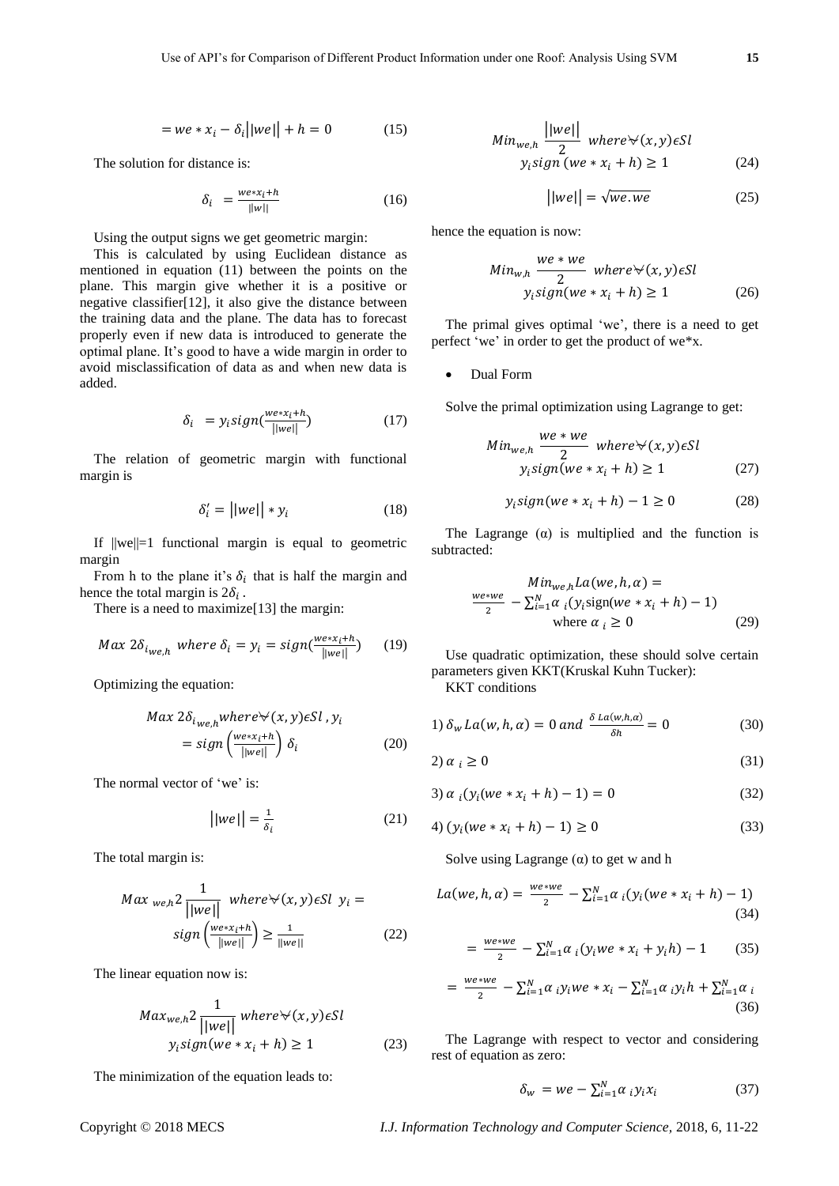$$= we * x_i - \delta_i||we|| + h = 0 \tag{15}$$

The solution for distance is:

$$\delta_i = \frac{we * x_i + h}{||w||} \tag{16}$$

Using the output signs we get geometric margin:

This is calculated by using Euclidean distance as mentioned in equation (11) between the points on the plane. This margin give whether it is a positive or negative classifier[12], it also give the distance between the training data and the plane. The data has to forecast properly even if new data is introduced to generate the optimal plane. It's good to have a wide margin in order to avoid misclassification of data as and when new data is added.

$$\delta_i = y_i sign(\frac{we * x_i + h}{||we||}) \tag{17}$$

The relation of geometric margin with functional margin is

$$\delta_i' = ||we|| * y_i \tag{18}$$

If ||we||=1 functional margin is equal to geometric margin

From h to the plane it's $\delta_i$ that is half the margin and hence the total margin is $2\delta_i$.

There is a need to maximize[13] the margin:

$$Max\ 2\delta_{i_{we,h}}\ where\ \delta_i = y_i = sign(\frac{we * x_i + h}{||we||}) \tag{19}$$

Optimizing the equation:

$$Max\ 2\delta_{i_{we,h}} where \forall (x, y) \epsilon Sl\ , y_i = sign\left(\frac{we * x_i + h}{||we||}\right) \delta_i \tag{20}$$

The normal vector of 'we' is:

$$||we|| = \frac{1}{\delta_i} \tag{21}$$

The total margin is:

$$Max\ _{we,h} 2 \frac{1}{||we||}\ where \forall (x, y) \epsilon Sl\ y_i = sign\left(\frac{we * x_i + h}{||we||}\right) \geq \frac{1}{||we||} \tag{22}$$

The linear equation now is:

$$Max_{we,h} 2 \frac{1}{||we||}\ where \forall (x, y) \epsilon Sl \quad y_i sign(we * x_i + h) \geq 1 \tag{23}$$

The minimization of the equation leads to:

$$Min_{we,h} \frac{||we||}{2}\ where \forall (x, y) \epsilon Sl \quad y_i sign\ (we * x_i + h) \geq 1 \tag{24}$$

$$||we|| = \sqrt{we.we} \tag{25}$$

hence the equation is now:

$$Min_{w,h} \frac{we * we}{2}\ where \forall (x, y) \epsilon Sl \quad y_i sign(we * x_i + h) \geq 1 \tag{26}$$

The primal gives optimal 'we', there is a need to get perfect 'we' in order to get the product of we*x.

- Dual Form

Solve the primal optimization using Lagrange to get:

$$Min_{we,h} \frac{we * we}{2}\ where \forall (x, y) \epsilon Sl \quad y_i sign(we * x_i + h) \geq 1 \tag{27}$$

$$y_i sign(we * x_i + h) - 1 \geq 0 \tag{28}$$

The Lagrange (α) is multiplied and the function is subtracted:

$$Min_{we,h} La(we, h, \alpha) = \frac{we * we}{2} - \sum_{i=1}^{N} \alpha_i (y_i \text{sign}(we * x_i + h) - 1) \quad \text{where } \alpha_i \geq 0 \tag{29}$$

Use quadratic optimization, these should solve certain parameters given KKT(Kruskal Kuhn Tucker):

KKT conditions

$$1)\ \delta_w La(w, h, \alpha) = 0\ and\ \frac{\delta La(w, h, \alpha)}{\delta h} = 0 \tag{30}$$

$$2)\ \alpha_i \geq 0 \tag{31}$$

$$3)\ \alpha_i (y_i (we * x_i + h) - 1) = 0 \tag{32}$$

$$4)\ (y_i (we * x_i + h) - 1) \geq 0 \tag{33}$$

Solve using Lagrange (α) to get w and h

$$La(we, h, \alpha) = \frac{we * we}{2} - \sum_{i=1}^{N} \alpha_i (y_i (we * x_i + h) - 1) \tag{34}$$

$$= \frac{we * we}{2} - \sum_{i=1}^{N} \alpha_i (y_i we * x_i + y_i h) - 1 \tag{35}$$

$$= \frac{we * we}{2} - \sum_{i=1}^{N} \alpha_i y_i we * x_i - \sum_{i=1}^{N} \alpha_i y_i h + \sum_{i=1}^{N} \alpha_i \tag{36}$$

The Lagrange with respect to vector and considering rest of equation as zero:

$$\delta_w = we - \sum_{i=1}^{N} \alpha_i y_i x_i \tag{37}$$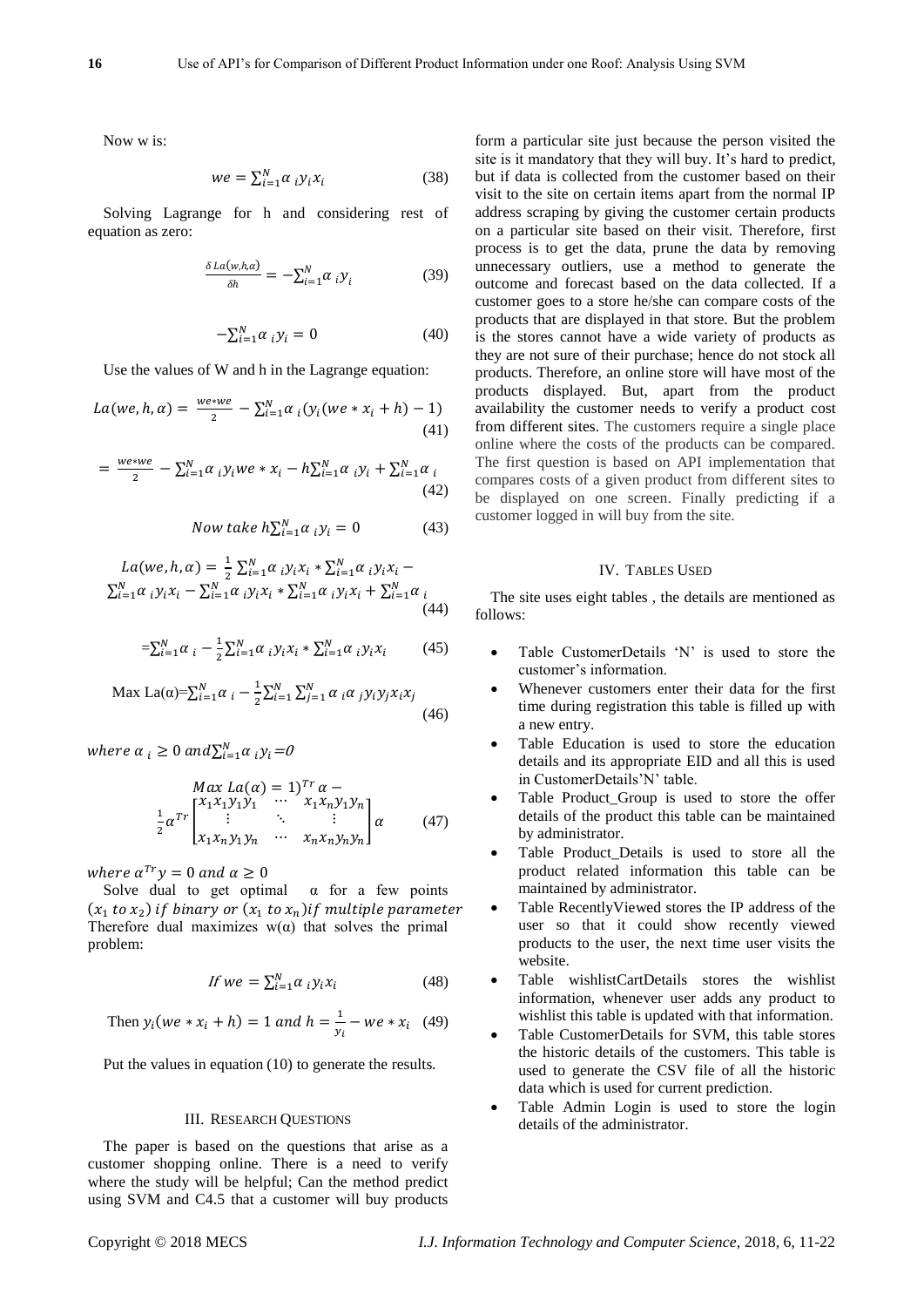Now w is:

$$we = \sum_{i=1}^{N} \alpha_i y_i x_i \tag{38}$$

Solving Lagrange for h and considering rest of equation as zero:

$$\frac{\delta La(w,h,\alpha)}{\delta h} = -\sum_{i=1}^{N} \alpha_i y_i \tag{39}$$

$$-\sum_{i=1}^{N} \alpha_i y_i = 0 \tag{40}$$

Use the values of W and h in the Lagrange equation:

$$La(we, h, \alpha) = \frac{we*we}{2} - \sum_{i=1}^{N} \alpha_i (y_i(we * x_i + h) - 1) \tag{41}$$

$$= \frac{we*we}{2} - \sum_{i=1}^{N} \alpha_i y_i we * x_i - h\sum_{i=1}^{N} \alpha_i y_i + \sum_{i=1}^{N} \alpha_i \tag{42}$$

$$Now\ take\ h\sum_{i=1}^{N} \alpha_i y_i = 0 \tag{43}$$

$$La(we, h, \alpha) = \frac{1}{2}\sum_{i=1}^{N} \alpha_i y_i x_i * \sum_{i=1}^{N} \alpha_i y_i x_i - \sum_{i=1}^{N} \alpha_i y_i x_i - \sum_{i=1}^{N} \alpha_i y_i x_i * \sum_{i=1}^{N} \alpha_i y_i x_i + \sum_{i=1}^{N} \alpha_i \tag{44}$$

$$= \sum_{i=1}^{N} \alpha_i - \frac{1}{2}\sum_{i=1}^{N} \alpha_i y_i x_i * \sum_{i=1}^{N} \alpha_i y_i x_i \tag{45}$$

$$\text{Max La}(\alpha) = \sum_{i=1}^{N} \alpha_i - \frac{1}{2}\sum_{i=1}^{N}\sum_{j=1}^{N} \alpha_i \alpha_j y_i y_j x_i x_j \tag{46}$$

$where\ \alpha_i \geq 0\ and \sum_{i=1}^{N} \alpha_i y_i = 0$

$$Max\ La(\alpha) = 1)^{Tr}\alpha - \frac{1}{2}\alpha^{Tr}\begin{bmatrix} x_1 x_1 y_1 y_1 & \cdots & x_1 x_n y_1 y_n \\ \vdots & \ddots & \vdots \\ x_1 x_n y_1 y_n & \cdots & x_n x_n y_n y_n \end{bmatrix}\alpha \tag{47}$$

$where\ \alpha^{Tr} y = 0\ and\ \alpha \geq 0$

Solve dual to get optimal α for a few points $(x_1\ to\ x_2)\ if\ binary\ or\ (x_1\ to\ x_n) if\ multiple\ parameter$ Therefore dual maximizes w(α) that solves the primal problem:

$$If\ we = \sum_{i=1}^{N} \alpha_i y_i x_i \tag{48}$$

$$\text{Then } y_i(we * x_i + h) = 1\ and\ h = \frac{1}{y_i} - we * x_i \tag{49}$$

Put the values in equation (10) to generate the results.

## III. Research Questions

The paper is based on the questions that arise as a customer shopping online. There is a need to verify where the study will be helpful; Can the method predict using SVM and C4.5 that a customer will buy products form a particular site just because the person visited the site is it mandatory that they will buy. It's hard to predict, but if data is collected from the customer based on their visit to the site on certain items apart from the normal IP address scraping by giving the customer certain products on a particular site based on their visit. Therefore, first process is to get the data, prune the data by removing unnecessary outliers, use a method to generate the outcome and forecast based on the data collected. If a customer goes to a store he/she can compare costs of the products that are displayed in that store. But the problem is the stores cannot have a wide variety of products as they are not sure of their purchase; hence do not stock all products. Therefore, an online store will have most of the products displayed. But, apart from the product availability the customer needs to verify a product cost from different sites. The customers require a single place online where the costs of the products can be compared. The first question is based on API implementation that compares costs of a given product from different sites to be displayed on one screen. Finally predicting if a customer logged in will buy from the site.

## IV. Tables Used

The site uses eight tables , the details are mentioned as follows:

- Table CustomerDetails 'N' is used to store the customer's information.
- Whenever customers enter their data for the first time during registration this table is filled up with a new entry.
- Table Education is used to store the education details and its appropriate EID and all this is used in CustomerDetails'N' table.
- Table Product_Group is used to store the offer details of the product this table can be maintained by administrator.
- Table Product_Details is used to store all the product related information this table can be maintained by administrator.
- Table RecentlyViewed stores the IP address of the user so that it could show recently viewed products to the user, the next time user visits the website.
- Table wishlistCartDetails stores the wishlist information, whenever user adds any product to wishlist this table is updated with that information.
- Table CustomerDetails for SVM, this table stores the historic details of the customers. This table is used to generate the CSV file of all the historic data which is used for current prediction.
- Table Admin Login is used to store the login details of the administrator.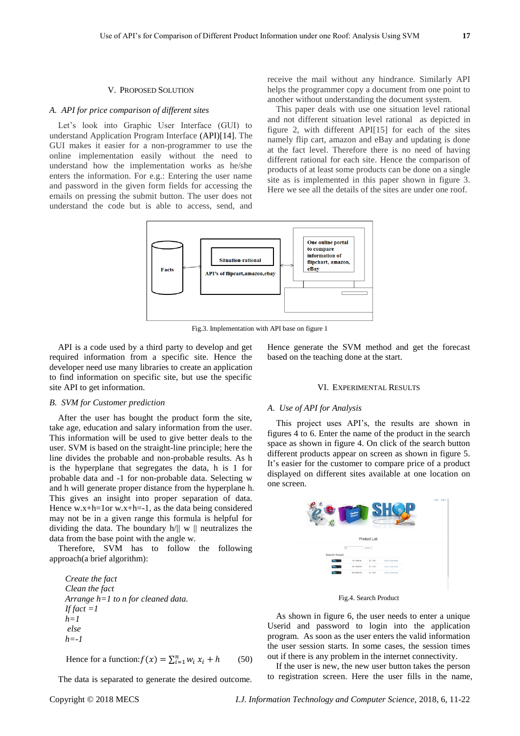## V. PROPOSED SOLUTION

### A. API for price comparison of different sites

Let's look into Graphic User Interface (GUI) to understand Application Program Interface (API)[14]. The GUI makes it easier for a non-programmer to use the online implementation easily without the need to understand how the implementation works as he/she enters the information. For e.g.: Entering the user name and password in the given form fields for accessing the emails on pressing the submit button. The user does not understand the code but is able to access, send, and receive the mail without any hindrance. Similarly API helps the programmer copy a document from one point to another without understanding the document system.

This paper deals with use one situation level rational and not different situation level rational as depicted in figure 2, with different API[15] for each of the sites namely flip cart, amazon and eBay and updating is done at the fact level. Therefore there is no need of having different rational for each site. Hence the comparison of products of at least some products can be done on a single site as is implemented in this paper shown in figure 3. Here we see all the details of the sites are under one roof.

Fig.3. Implementation with API base on figure 1

API is a code used by a third party to develop and get required information from a specific site. Hence the developer need use many libraries to create an application to find information on specific site, but use the specific site API to get information.

### B. SVM for Customer prediction

After the user has bought the product form the site, take age, education and salary information from the user. This information will be used to give better deals to the user. SVM is based on the straight-line principle; here the line divides the probable and non-probable results. As h is the hyperplane that segregates the data, h is 1 for probable data and -1 for non-probable data. Selecting w and h will generate proper distance from the hyperplane h. This gives an insight into proper separation of data. Hence w.x+h=1or w.x+h=-1, as the data being considered may not be in a given range this formula is helpful for dividing the data. The boundary h/|| w || neutralizes the data from the base point with the angle w.

Therefore, SVM has to follow the following approach(a brief algorithm):

*Create the fact*  
*Clean the fact*  
*Arrange h=1 to n for cleaned data.*  
*If fact =1*  
*h=1*  
*else*  
*h=-1*

Hence for a function: $f(x) = \sum_{i=1}^{n} w_i\, x_i + h$ (50)

The data is separated to generate the desired outcome. Hence generate the SVM method and get the forecast based on the teaching done at the start.

## VI. EXPERIMENTAL RESULTS

### A. Use of API for Analysis

This project uses API's, the results are shown in figures 4 to 6. Enter the name of the product in the search space as shown in figure 4. On click of the search button different products appear on screen as shown in figure 5. It's easier for the customer to compare price of a product displayed on different sites available at one location on one screen.

Fig.4. Search Product

As shown in figure 6, the user needs to enter a unique Userid and password to login into the application program. As soon as the user enters the valid information the user session starts. In some cases, the session times out if there is any problem in the internet connectivity.

If the user is new, the new user button takes the person to registration screen. Here the user fills in the name,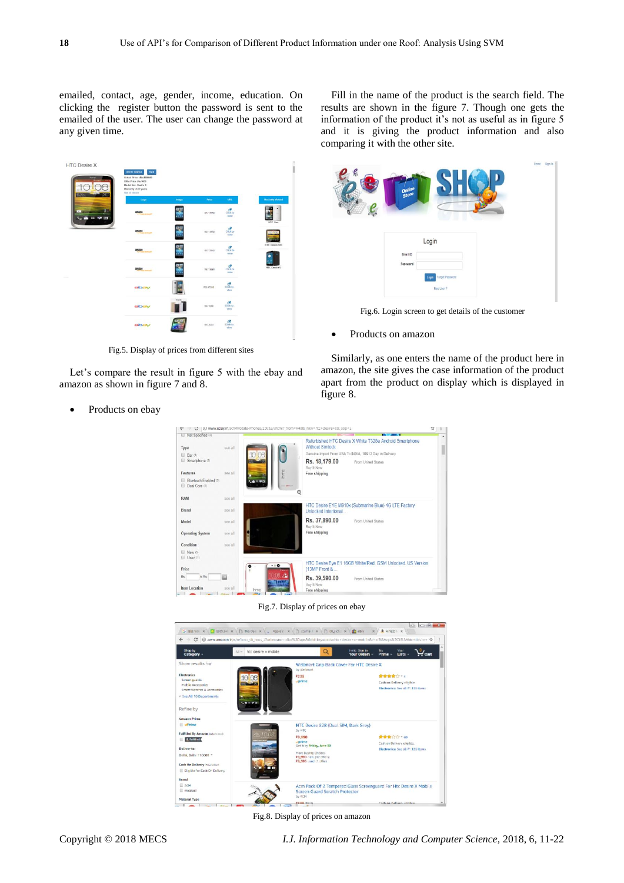emailed, contact, age, gender, income, education. On clicking the register button the password is sent to the emailed of the user. The user can change the password at any given time.

Fig.5. Display of prices from different sites

Let's compare the result in figure 5 with the ebay and amazon as shown in figure 7 and 8.

- Products on ebay

Fill in the name of the product is the search field. The results are shown in the figure 7. Though one gets the information of the product it's not as useful as in figure 5 and it is giving the product information and also comparing it with the other site.

Fig.6. Login screen to get details of the customer

- Products on amazon

Similarly, as one enters the name of the product here in amazon, the site gives the case information of the product apart from the product on display which is displayed in figure 8.

Fig.7. Display of prices on ebay

Fig.8. Display of prices on amazon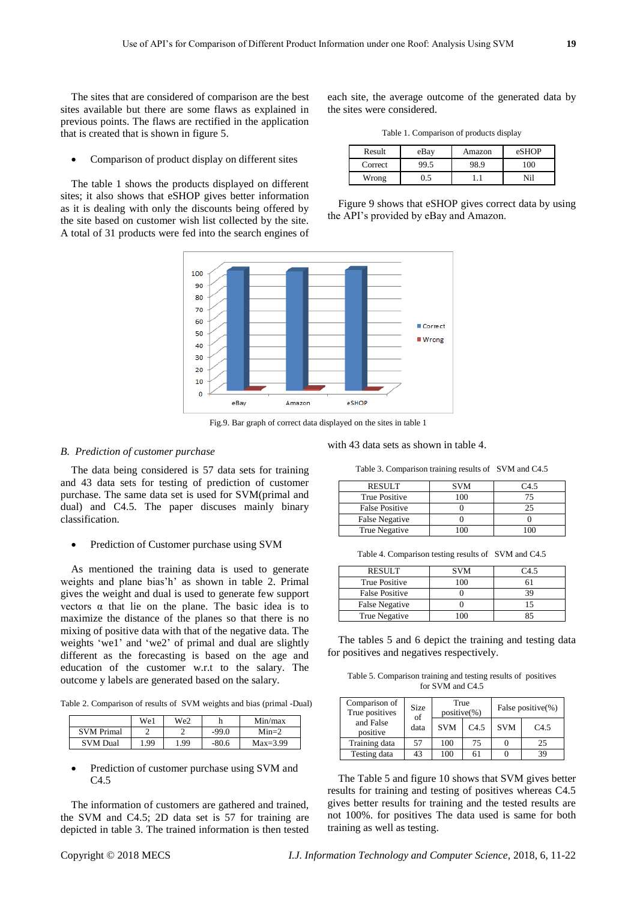The sites that are considered of comparison are the best sites available but there are some flaws as explained in previous points. The flaws are rectified in the application that is created that is shown in figure 5.

- Comparison of product display on different sites

The table 1 shows the products displayed on different sites; it also shows that eSHOP gives better information as it is dealing with only the discounts being offered by the site based on customer wish list collected by the site. A total of 31 products were fed into the search engines of each site, the average outcome of the generated data by the sites were considered.

Table 1. Comparison of products display

| Result | eBay | Amazon | eSHOP |
|---|---|---|---|
| Correct | 99.5 | 98.9 | 100 |
| Wrong | 0.5 | 1.1 | Nil |

Figure 9 shows that eSHOP gives correct data by using the API's provided by eBay and Amazon.

Fig.9. Bar graph of correct data displayed on the sites in table 1

### B. *Prediction of customer purchase*

The data being considered is 57 data sets for training and 43 data sets for testing of prediction of customer purchase. The same data set is used for SVM(primal and dual) and C4.5. The paper discuses mainly binary classification.

- Prediction of Customer purchase using SVM

As mentioned the training data is used to generate weights and plane bias'h' as shown in table 2. Primal gives the weight and dual is used to generate few support vectors α that lie on the plane. The basic idea is to maximize the distance of the planes so that there is no mixing of positive data with that of the negative data. The weights 'we1' and 'we2' of primal and dual are slightly different as the forecasting is based on the age and education of the customer w.r.t to the salary. The outcome y labels are generated based on the salary.

Table 2. Comparison of results of SVM weights and bias (primal -Dual)

| | We1 | We2 | h | Min/max |
|---|---|---|---|---|
| SVM Primal | 2 | 2 | -99.0 | Min=2 |
| SVM Dual | 1.99 | 1.99 | -80.6 | Max=3.99 |

- Prediction of customer purchase using SVM and C4.5

The information of customers are gathered and trained, the SVM and C4.5; 2D data set is 57 for training are depicted in table 3. The trained information is then tested with 43 data sets as shown in table 4.

Table 3. Comparison training results of SVM and C4.5

| RESULT | SVM | C4.5 |
|---|---|---|
| True Positive | 100 | 75 |
| False Positive | 0 | 25 |
| False Negative | 0 | 0 |
| True Negative | 100 | 100 |

Table 4. Comparison testing results of SVM and C4.5

| RESULT | SVM | C4.5 |
|---|---|---|
| True Positive | 100 | 61 |
| False Positive | 0 | 39 |
| False Negative | 0 | 15 |
| True Negative | 100 | 85 |

The tables 5 and 6 depict the training and testing data for positives and negatives respectively.

Table 5. Comparison training and testing results of positives for SVM and C4.5

| Comparison of True positives and False positive | Size of data | True positive(%) | | False positive(%) | |
|---|---|---|---|---|---|
| | | SVM | C4.5 | SVM | C4.5 |
| Training data | 57 | 100 | 75 | 0 | 25 |
| Testing data | 43 | 100 | 61 | 0 | 39 |

The Table 5 and figure 10 shows that SVM gives better results for training and testing of positives whereas C4.5 gives better results for training and the tested results are not 100%. for positives The data used is same for both training as well as testing.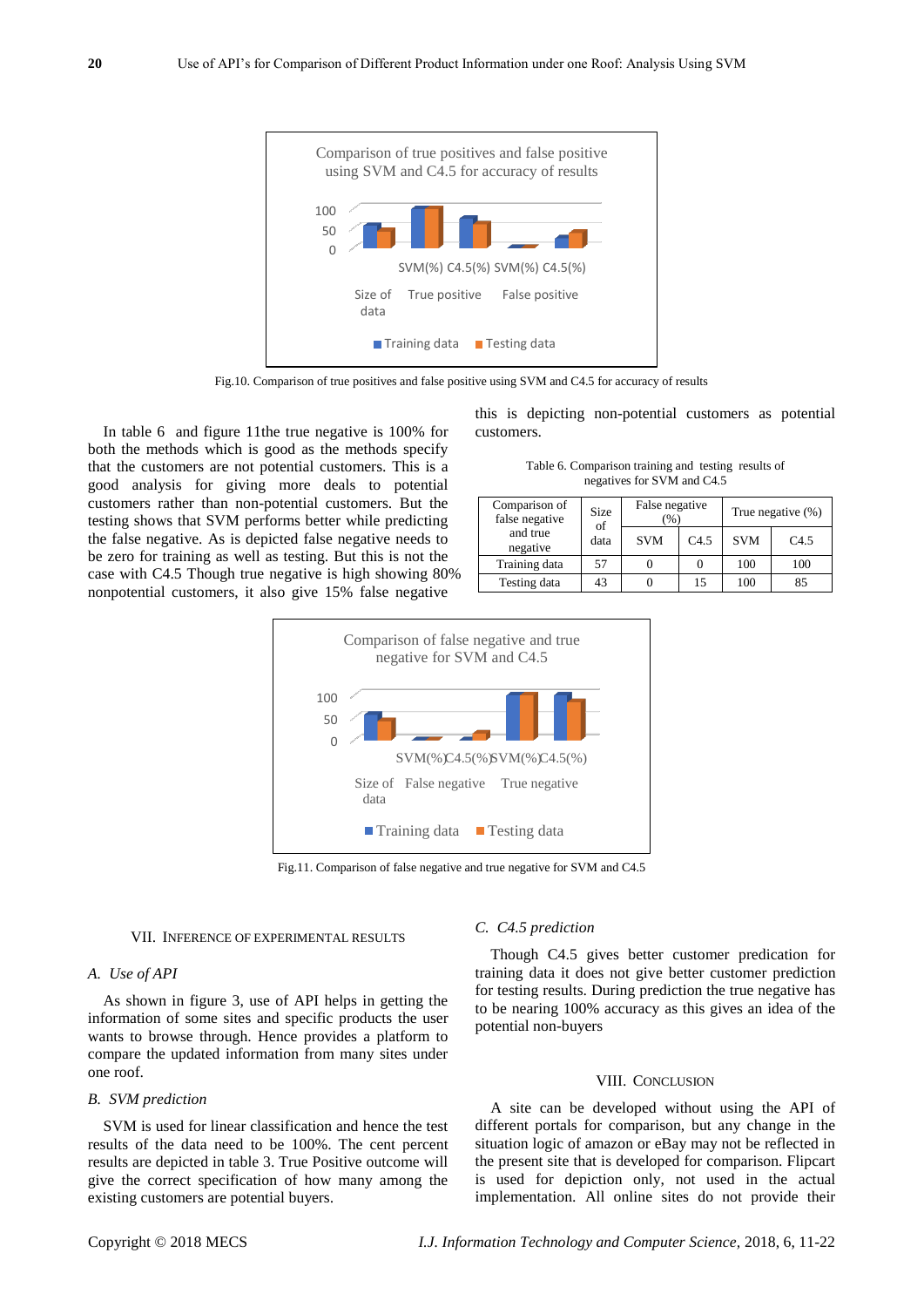Fig.10. Comparison of true positives and false positive using SVM and C4.5 for accuracy of results

In table 6 and figure 11the true negative is 100% for both the methods which is good as the methods specify that the customers are not potential customers. This is a good analysis for giving more deals to potential customers rather than non-potential customers. But the testing shows that SVM performs better while predicting the false negative. As is depicted false negative needs to be zero for training as well as testing. But this is not the case with C4.5 Though true negative is high showing 80% nonpotential customers, it also give 15% false negative this is depicting non-potential customers as potential customers.

Table 6. Comparison training and testing results of negatives for SVM and C4.5

| Comparison of false negative and true negative | Size of data | False negative (%) | | True negative (%) | |
|---|---|---|---|---|---|
| | | SVM | C4.5 | SVM | C4.5 |
| Training data | 57 | 0 | 0 | 100 | 100 |
| Testing data | 43 | 0 | 15 | 100 | 85 |

Fig.11. Comparison of false negative and true negative for SVM and C4.5

## VII. Inference of Experimental Results

### A. Use of API

As shown in figure 3, use of API helps in getting the information of some sites and specific products the user wants to browse through. Hence provides a platform to compare the updated information from many sites under one roof.

### B. SVM prediction

SVM is used for linear classification and hence the test results of the data need to be 100%. The cent percent results are depicted in table 3. True Positive outcome will give the correct specification of how many among the existing customers are potential buyers.

### C. C4.5 prediction

Though C4.5 gives better customer predication for training data it does not give better customer prediction for testing results. During prediction the true negative has to be nearing 100% accuracy as this gives an idea of the potential non-buyers

## VIII. Conclusion

A site can be developed without using the API of different portals for comparison, but any change in the situation logic of amazon or eBay may not be reflected in the present site that is developed for comparison. Flipcart is used for depiction only, not used in the actual implementation. All online sites do not provide their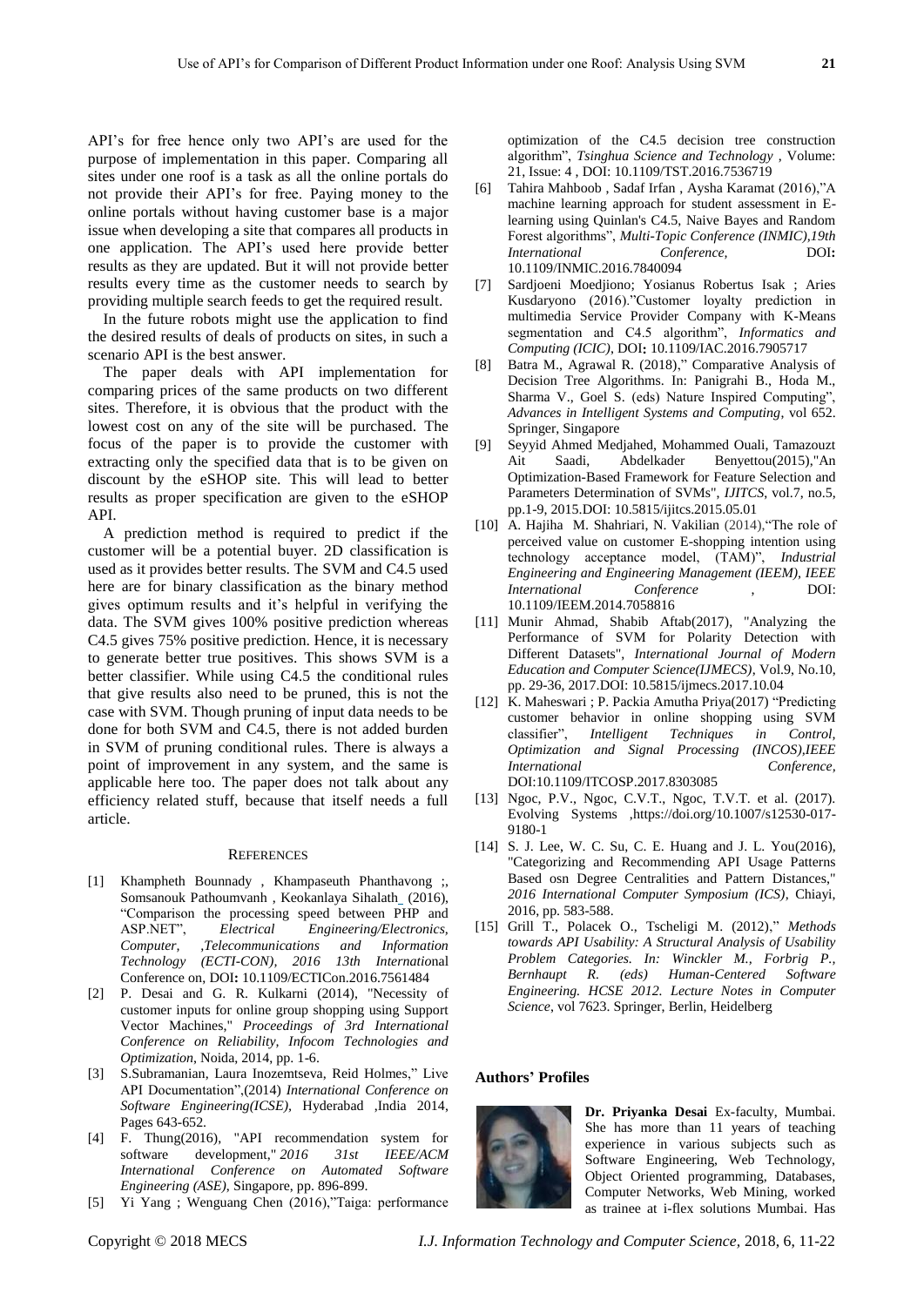API's for free hence only two API's are used for the purpose of implementation in this paper. Comparing all sites under one roof is a task as all the online portals do not provide their API's for free. Paying money to the online portals without having customer base is a major issue when developing a site that compares all products in one application. The API's used here provide better results as they are updated. But it will not provide better results every time as the customer needs to search by providing multiple search feeds to get the required result.

In the future robots might use the application to find the desired results of deals of products on sites, in such a scenario API is the best answer.

The paper deals with API implementation for comparing prices of the same products on two different sites. Therefore, it is obvious that the product with the lowest cost on any of the site will be purchased. The focus of the paper is to provide the customer with extracting only the specified data that is to be given on discount by the eSHOP site. This will lead to better results as proper specification are given to the eSHOP API.

A prediction method is required to predict if the customer will be a potential buyer. 2D classification is used as it provides better results. The SVM and C4.5 used here are for binary classification as the binary method gives optimum results and it's helpful in verifying the data. The SVM gives 100% positive prediction whereas C4.5 gives 75% positive prediction. Hence, it is necessary to generate better true positives. This shows SVM is a better classifier. While using C4.5 the conditional rules that give results also need to be pruned, this is not the case with SVM. Though pruning of input data needs to be done for both SVM and C4.5, there is not added burden in SVM of pruning conditional rules. There is always a point of improvement in any system, and the same is applicable here too. The paper does not talk about any efficiency related stuff, because that itself needs a full article.

## REFERENCES

[1] Khampheth Bounnady , Khampaseuth Phanthavong ;, Somsanouk Pathoumvanh , Keokanlaya Sihalath_ (2016), "Comparison the processing speed between PHP and ASP.NET", *Electrical Engineering/Electronics, Computer, ,Telecommunications and Information Technology (ECTI-CON), 2016 13th Internatio*nal Conference on, DOI**:** 10.1109/ECTICon.2016.7561484

[2] P. Desai and G. R. Kulkarni (2014), "Necessity of customer inputs for online group shopping using Support Vector Machines," *Proceedings of 3rd International Conference on Reliability, Infocom Technologies and Optimization*, Noida, 2014, pp. 1-6.

[3] S.Subramanian, Laura Inozemtseva, Reid Holmes," Live API Documentation",(2014) *International Conference on Software Engineering(ICSE)*, Hyderabad ,India 2014, Pages 643-652.

[4] F. Thung(2016), "API recommendation system for software development," *2016 31st IEEE/ACM International Conference on Automated Software Engineering (ASE)*, Singapore, pp. 896-899.

[5] Yi Yang ; Wenguang Chen (2016),"Taiga: performance optimization of the C4.5 decision tree construction algorithm", *Tsinghua Science and Technology* , Volume: 21, Issue: 4 , DOI: 10.1109/TST.2016.7536719

[6] Tahira Mahboob , Sadaf Irfan , Aysha Karamat (2016),"A machine learning approach for student assessment in E-learning using Quinlan's C4.5, Naive Bayes and Random Forest algorithms", *Multi-Topic Conference (INMIC),19th International Conference*, DOI**:** 10.1109/INMIC.2016.7840094

[7] Sardjoeni Moedjiono; Yosianus Robertus Isak ; Aries Kusdaryono (2016)."Customer loyalty prediction in multimedia Service Provider Company with K-Means segmentation and C4.5 algorithm", *Informatics and Computing (ICIC)*, DOI**:** 10.1109/IAC.2016.7905717

[8] Batra M., Agrawal R. (2018)," Comparative Analysis of Decision Tree Algorithms. In: Panigrahi B., Hoda M., Sharma V., Goel S. (eds) Nature Inspired Computing", *Advances in Intelligent Systems and Computing*, vol 652. Springer, Singapore

[9] Seyyid Ahmed Medjahed, Mohammed Ouali, Tamazouzt Ait Saadi, Abdelkader Benyettou(2015),"An Optimization-Based Framework for Feature Selection and Parameters Determination of SVMs", *IJITCS*, vol.7, no.5, pp.1-9, 2015.DOI: 10.5815/ijitcs.2015.05.01

[10] A. Hajiha M. Shahriari, N. Vakilian (2014),"The role of perceived value on customer E-shopping intention using technology acceptance model, (TAM)", *Industrial Engineering and Engineering Management (IEEM), IEEE International Conference* , DOI: 10.1109/IEEM.2014.7058816

[11] Munir Ahmad, Shabib Aftab(2017), "Analyzing the Performance of SVM for Polarity Detection with Different Datasets", *International Journal of Modern Education and Computer Science(IJMECS)*, Vol.9, No.10, pp. 29-36, 2017.DOI: 10.5815/ijmecs.2017.10.04

[12] K. Maheswari ; P. Packia Amutha Priya(2017) "Predicting customer behavior in online shopping using SVM classifier", *Intelligent Techniques in Control, Optimization and Signal Processing (INCOS),IEEE International Conference,* DOI:10.1109/ITCOSP.2017.8303085

[13] Ngoc, P.V., Ngoc, C.V.T., Ngoc, T.V.T. et al. (2017). Evolving Systems ,https://doi.org/10.1007/s12530-017-9180-1

[14] S. J. Lee, W. C. Su, C. E. Huang and J. L. You(2016), "Categorizing and Recommending API Usage Patterns Based osn Degree Centralities and Pattern Distances," *2016 International Computer Symposium (ICS)*, Chiayi, 2016, pp. 583-588.

[15] Grill T., Polacek O., Tscheligi M. (2012)," *Methods towards API Usability: A Structural Analysis of Usability Problem Categories. In: Winckler M., Forbrig P., Bernhaupt R. (eds) Human-Centered Software Engineering. HCSE 2012. Lecture Notes in Computer Science*, vol 7623. Springer, Berlin, Heidelberg

### Authors' Profiles

**Dr. Priyanka Desai** Ex-faculty, Mumbai. She has more than 11 years of teaching experience in various subjects such as Software Engineering, Web Technology, Object Oriented programming, Databases, Computer Networks, Web Mining, worked as trainee at i-flex solutions Mumbai. Has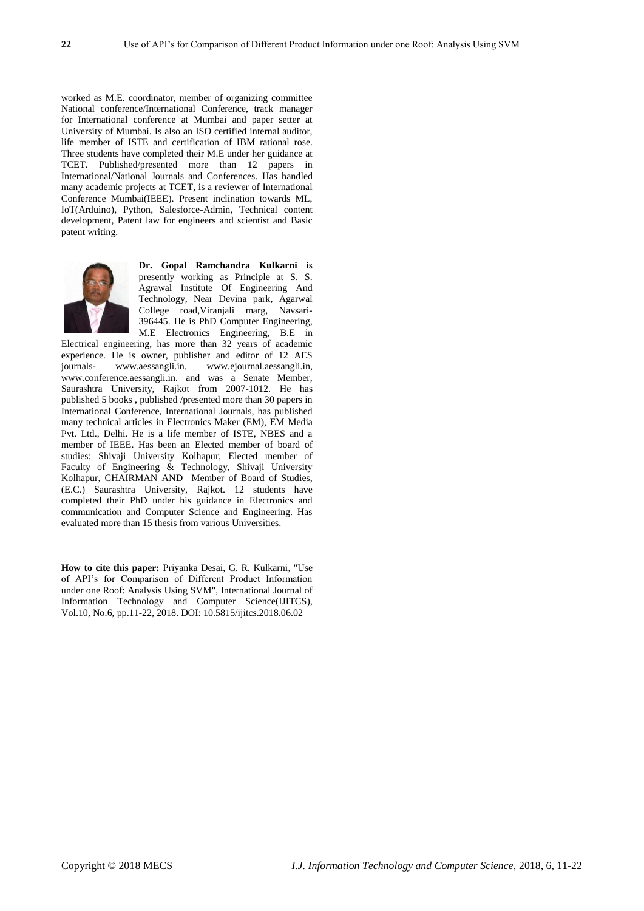worked as M.E. coordinator, member of organizing committee National conference/International Conference, track manager for International conference at Mumbai and paper setter at University of Mumbai. Is also an ISO certified internal auditor, life member of ISTE and certification of IBM rational rose. Three students have completed their M.E under her guidance at TCET. Published/presented more than 12 papers in International/National Journals and Conferences. Has handled many academic projects at TCET, is a reviewer of International Conference Mumbai(IEEE). Present inclination towards ML, IoT(Arduino), Python, Salesforce-Admin, Technical content development, Patent law for engineers and scientist and Basic patent writing.

**Dr. Gopal Ramchandra Kulkarni** is presently working as Principle at S. S. Agrawal Institute Of Engineering And Technology, Near Devina park, Agarwal College road,Viranjali marg, Navsari-396445. He is PhD Computer Engineering, M.E Electronics Engineering, B.E in Electrical engineering, has more than 32 years of academic experience. He is owner, publisher and editor of 12 AES journals- www.aessangli.in, www.ejournal.aessangli.in, www.conference.aessangli.in. and was a Senate Member, Saurashtra University, Rajkot from 2007-1012. He has published 5 books , published /presented more than 30 papers in International Conference, International Journals, has published many technical articles in Electronics Maker (EM), EM Media Pvt. Ltd., Delhi. He is a life member of ISTE, NBES and a member of IEEE. Has been an Elected member of board of studies: Shivaji University Kolhapur, Elected member of Faculty of Engineering & Technology, Shivaji University Kolhapur, CHAIRMAN AND Member of Board of Studies, (E.C.) Saurashtra University, Rajkot. 12 students have completed their PhD under his guidance in Electronics and communication and Computer Science and Engineering. Has evaluated more than 15 thesis from various Universities.

**How to cite this paper:** Priyanka Desai, G. R. Kulkarni, "Use of API's for Comparison of Different Product Information under one Roof: Analysis Using SVM", International Journal of Information Technology and Computer Science(IJITCS), Vol.10, No.6, pp.11-22, 2018. DOI: 10.5815/ijitcs.2018.06.02